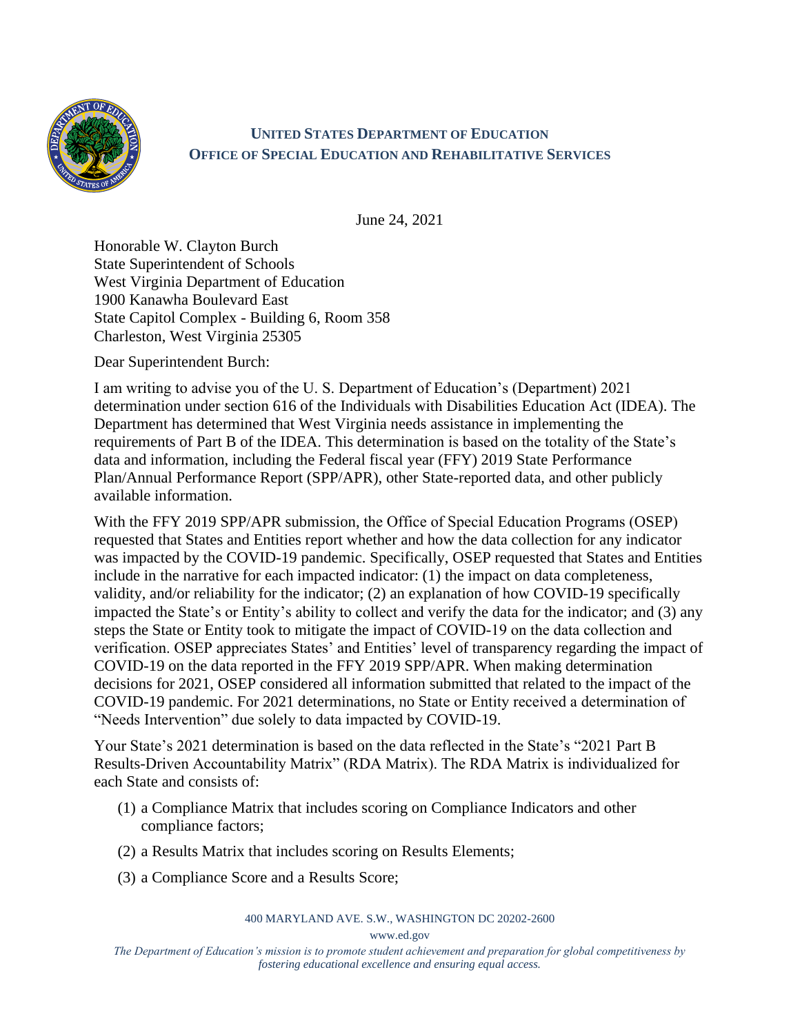**UNITED STATES DEPARTMENT OF EDUCATION**
**OFFICE OF SPECIAL EDUCATION AND REHABILITATIVE SERVICES**

June 24, 2021

Honorable W. Clayton Burch
State Superintendent of Schools
West Virginia Department of Education
1900 Kanawha Boulevard East
State Capitol Complex - Building 6, Room 358
Charleston, West Virginia 25305

Dear Superintendent Burch:

I am writing to advise you of the U. S. Department of Education's (Department) 2021 determination under section 616 of the Individuals with Disabilities Education Act (IDEA). The Department has determined that West Virginia needs assistance in implementing the requirements of Part B of the IDEA. This determination is based on the totality of the State's data and information, including the Federal fiscal year (FFY) 2019 State Performance Plan/Annual Performance Report (SPP/APR), other State-reported data, and other publicly available information.

With the FFY 2019 SPP/APR submission, the Office of Special Education Programs (OSEP) requested that States and Entities report whether and how the data collection for any indicator was impacted by the COVID-19 pandemic. Specifically, OSEP requested that States and Entities include in the narrative for each impacted indicator: (1) the impact on data completeness, validity, and/or reliability for the indicator; (2) an explanation of how COVID-19 specifically impacted the State's or Entity's ability to collect and verify the data for the indicator; and (3) any steps the State or Entity took to mitigate the impact of COVID-19 on the data collection and verification. OSEP appreciates States' and Entities' level of transparency regarding the impact of COVID-19 on the data reported in the FFY 2019 SPP/APR. When making determination decisions for 2021, OSEP considered all information submitted that related to the impact of the COVID-19 pandemic. For 2021 determinations, no State or Entity received a determination of "Needs Intervention" due solely to data impacted by COVID-19.

Your State's 2021 determination is based on the data reflected in the State's "2021 Part B Results-Driven Accountability Matrix" (RDA Matrix). The RDA Matrix is individualized for each State and consists of:

(1) a Compliance Matrix that includes scoring on Compliance Indicators and other compliance factors;

(2) a Results Matrix that includes scoring on Results Elements;

(3) a Compliance Score and a Results Score;

400 MARYLAND AVE. S.W., WASHINGTON DC 20202-2600
www.ed.gov
*The Department of Education's mission is to promote student achievement and preparation for global competitiveness by fostering educational excellence and ensuring equal access.*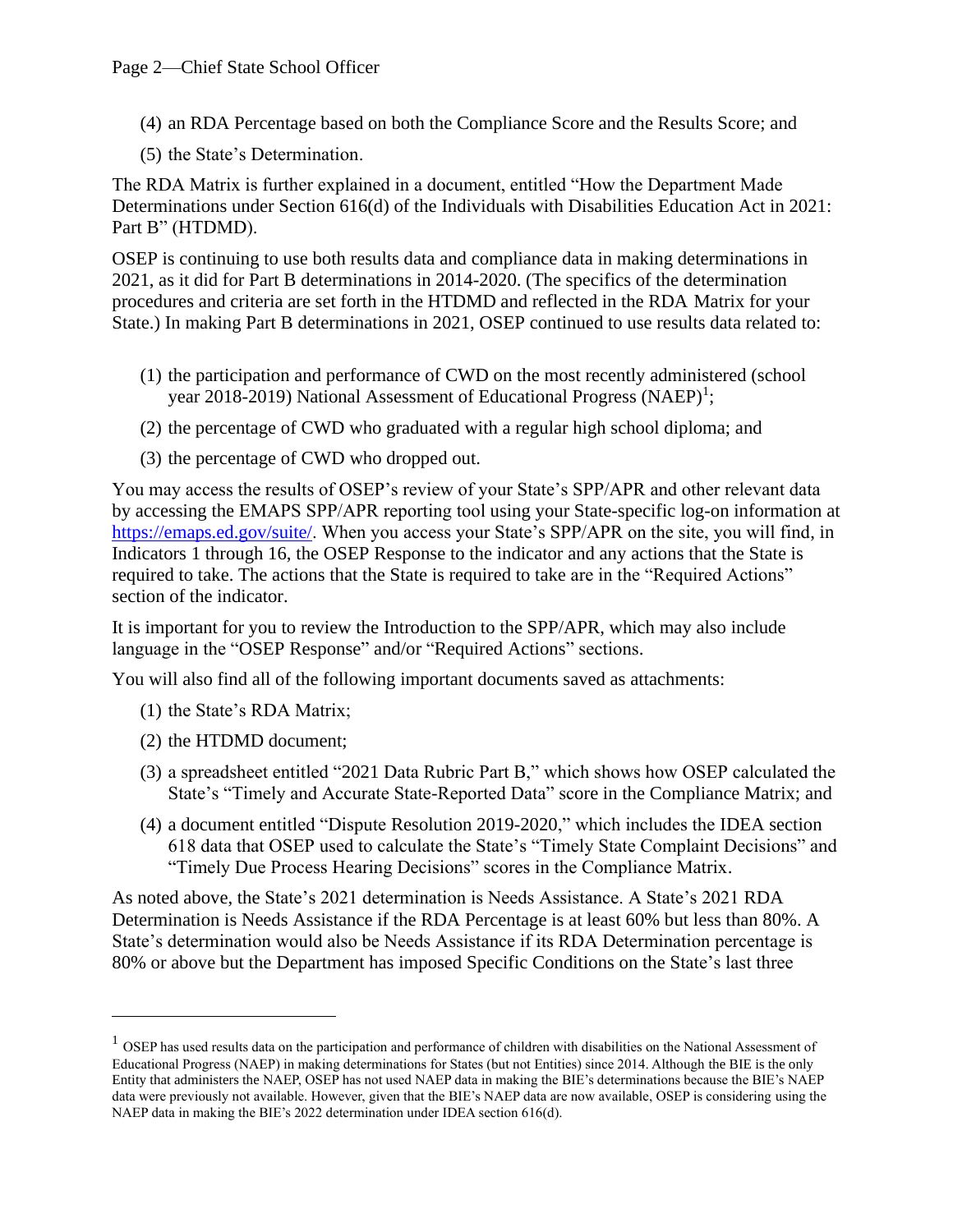(4) an RDA Percentage based on both the Compliance Score and the Results Score; and

(5) the State's Determination.

The RDA Matrix is further explained in a document, entitled "How the Department Made Determinations under Section 616(d) of the Individuals with Disabilities Education Act in 2021: Part B" (HTDMD).

OSEP is continuing to use both results data and compliance data in making determinations in 2021, as it did for Part B determinations in 2014-2020. (The specifics of the determination procedures and criteria are set forth in the HTDMD and reflected in the RDA Matrix for your State.) In making Part B determinations in 2021, OSEP continued to use results data related to:

(1) the participation and performance of CWD on the most recently administered (school year 2018-2019) National Assessment of Educational Progress (NAEP)[1];

(2) the percentage of CWD who graduated with a regular high school diploma; and

(3) the percentage of CWD who dropped out.

You may access the results of OSEP's review of your State's SPP/APR and other relevant data by accessing the EMAPS SPP/APR reporting tool using your State-specific log-on information at https://emaps.ed.gov/suite/. When you access your State's SPP/APR on the site, you will find, in Indicators 1 through 16, the OSEP Response to the indicator and any actions that the State is required to take. The actions that the State is required to take are in the "Required Actions" section of the indicator.

It is important for you to review the Introduction to the SPP/APR, which may also include language in the "OSEP Response" and/or "Required Actions" sections.

You will also find all of the following important documents saved as attachments:

(1) the State's RDA Matrix;

(2) the HTDMD document;

(3) a spreadsheet entitled "2021 Data Rubric Part B," which shows how OSEP calculated the State's "Timely and Accurate State-Reported Data" score in the Compliance Matrix; and

(4) a document entitled "Dispute Resolution 2019-2020," which includes the IDEA section 618 data that OSEP used to calculate the State's "Timely State Complaint Decisions" and "Timely Due Process Hearing Decisions" scores in the Compliance Matrix.

As noted above, the State's 2021 determination is Needs Assistance. A State's 2021 RDA Determination is Needs Assistance if the RDA Percentage is at least 60% but less than 80%. A State's determination would also be Needs Assistance if its RDA Determination percentage is 80% or above but the Department has imposed Specific Conditions on the State's last three

---

[1] OSEP has used results data on the participation and performance of children with disabilities on the National Assessment of Educational Progress (NAEP) in making determinations for States (but not Entities) since 2014. Although the BIE is the only Entity that administers the NAEP, OSEP has not used NAEP data in making the BIE's determinations because the BIE's NAEP data were previously not available. However, given that the BIE's NAEP data are now available, OSEP is considering using the NAEP data in making the BIE's 2022 determination under IDEA section 616(d).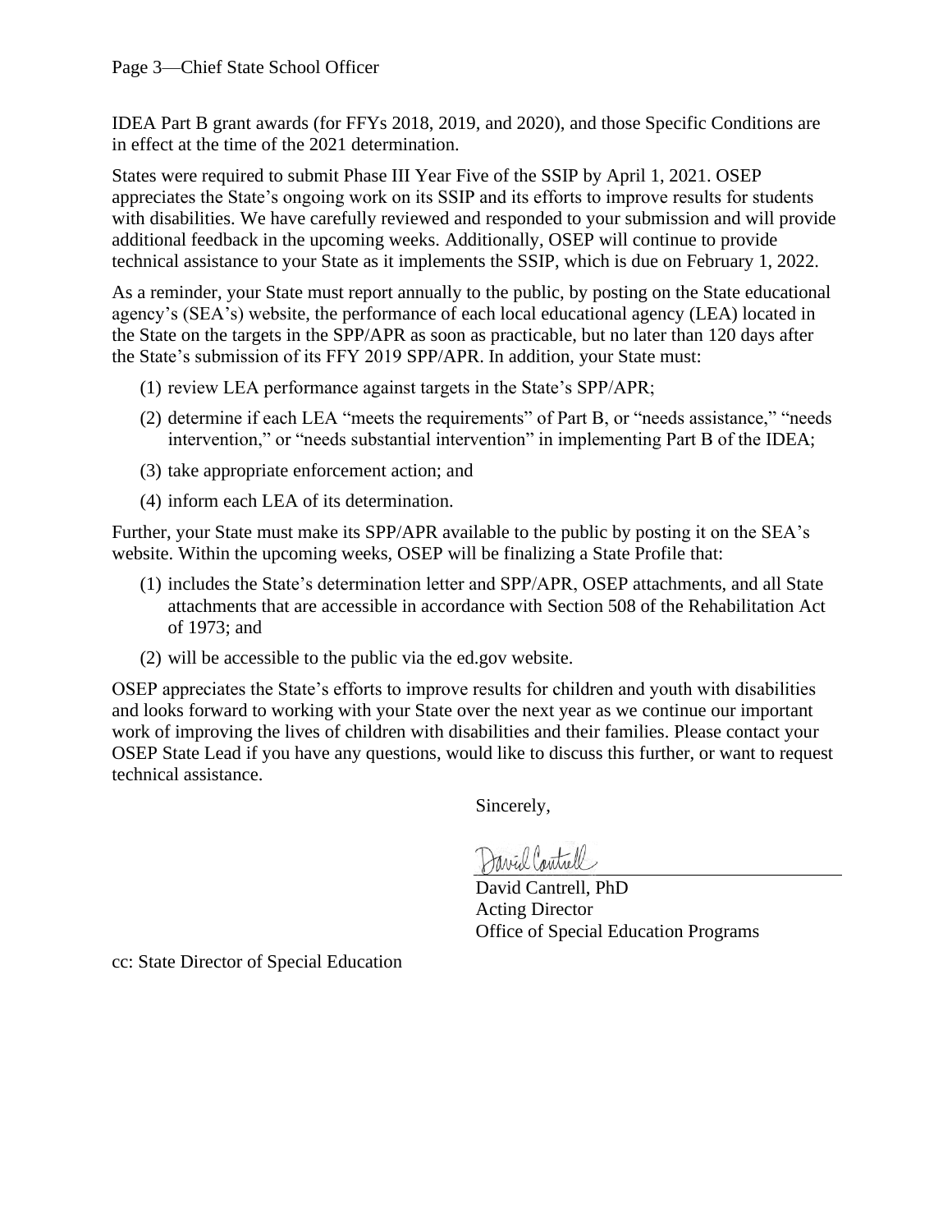IDEA Part B grant awards (for FFYs 2018, 2019, and 2020), and those Specific Conditions are in effect at the time of the 2021 determination.

States were required to submit Phase III Year Five of the SSIP by April 1, 2021. OSEP appreciates the State's ongoing work on its SSIP and its efforts to improve results for students with disabilities. We have carefully reviewed and responded to your submission and will provide additional feedback in the upcoming weeks. Additionally, OSEP will continue to provide technical assistance to your State as it implements the SSIP, which is due on February 1, 2022.

As a reminder, your State must report annually to the public, by posting on the State educational agency's (SEA's) website, the performance of each local educational agency (LEA) located in the State on the targets in the SPP/APR as soon as practicable, but no later than 120 days after the State's submission of its FFY 2019 SPP/APR. In addition, your State must:

(1) review LEA performance against targets in the State's SPP/APR;

(2) determine if each LEA "meets the requirements" of Part B, or "needs assistance," "needs intervention," or "needs substantial intervention" in implementing Part B of the IDEA;

(3) take appropriate enforcement action; and

(4) inform each LEA of its determination.

Further, your State must make its SPP/APR available to the public by posting it on the SEA's website. Within the upcoming weeks, OSEP will be finalizing a State Profile that:

(1) includes the State's determination letter and SPP/APR, OSEP attachments, and all State attachments that are accessible in accordance with Section 508 of the Rehabilitation Act of 1973; and

(2) will be accessible to the public via the ed.gov website.

OSEP appreciates the State's efforts to improve results for children and youth with disabilities and looks forward to working with your State over the next year as we continue our important work of improving the lives of children with disabilities and their families. Please contact your OSEP State Lead if you have any questions, would like to discuss this further, or want to request technical assistance.

Sincerely,

David Cantrell

David Cantrell, PhD
Acting Director
Office of Special Education Programs

cc: State Director of Special Education